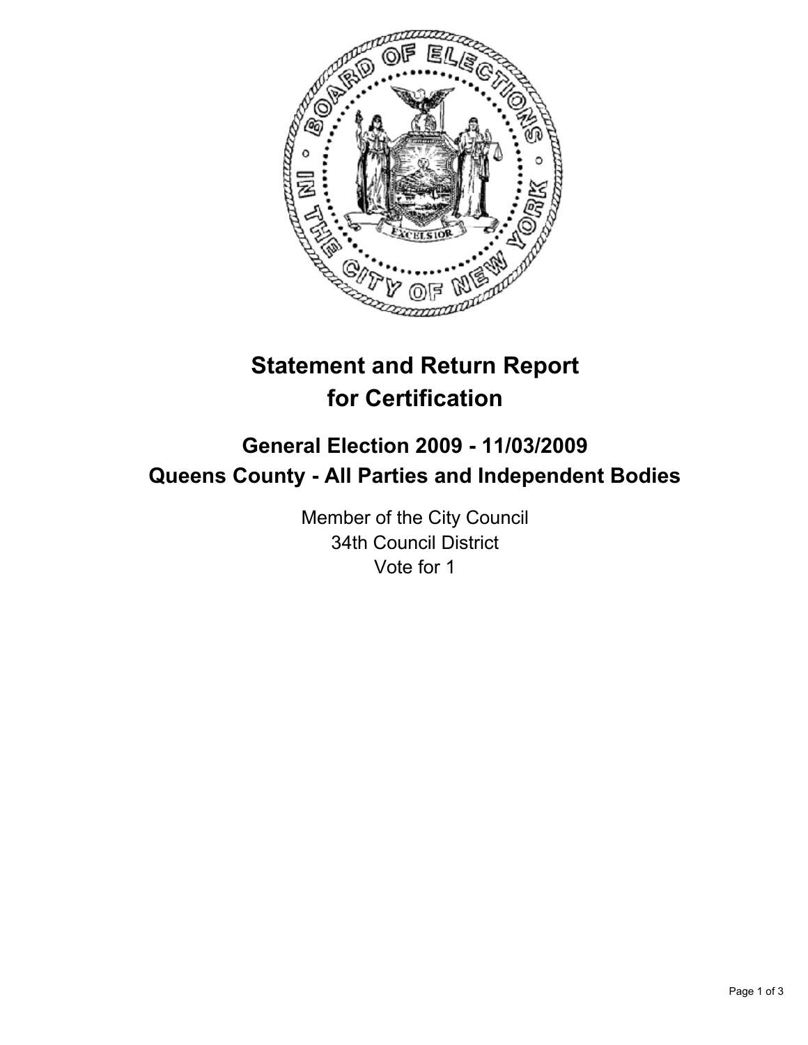# Statement and Return Report for Certification

## General Election 2009 - 11/03/2009
## Queens County - All Parties and Independent Bodies

Member of the City Council
34th Council District
Vote for 1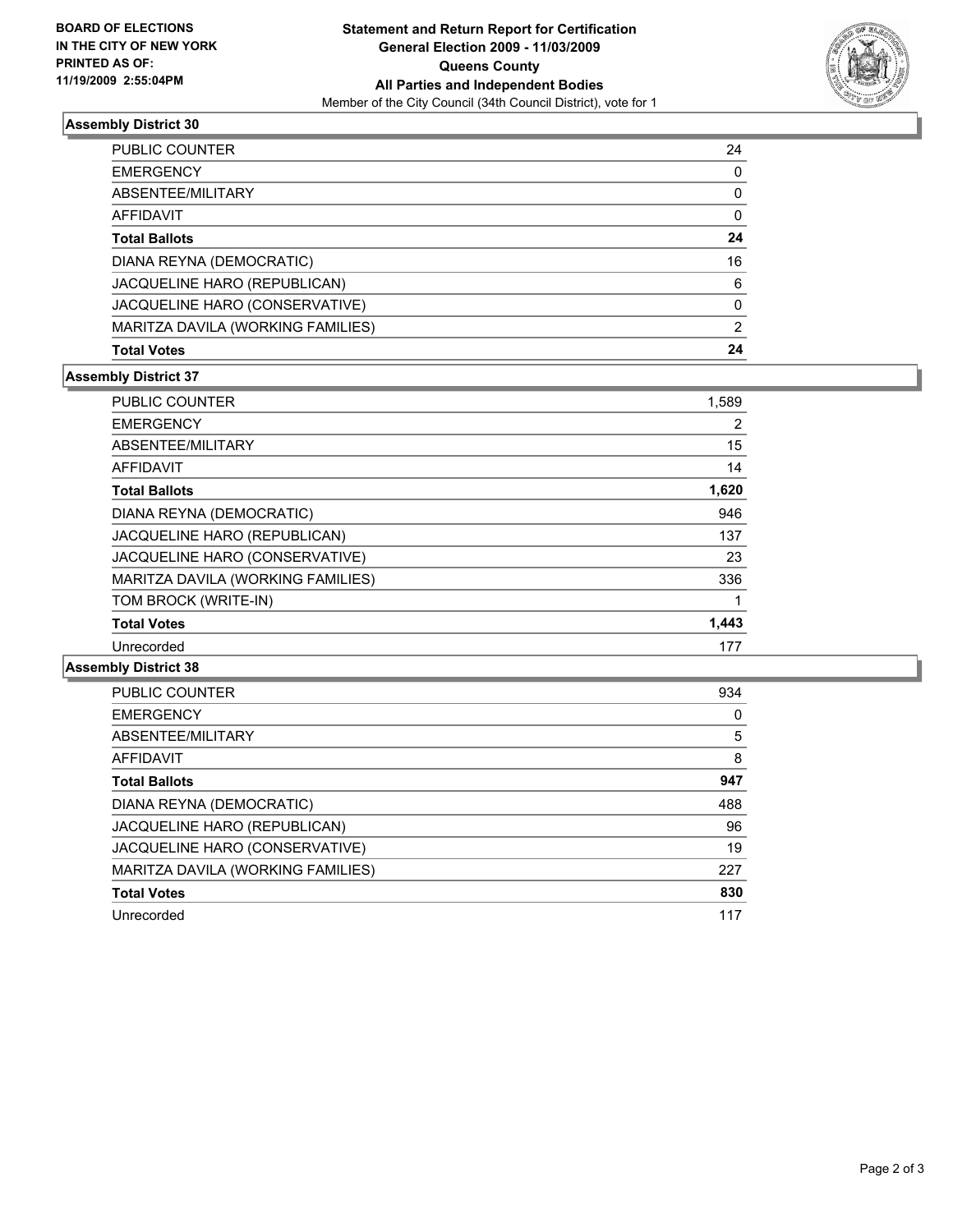**BOARD OF ELECTIONS IN THE CITY OF NEW YORK PRINTED AS OF: 11/19/2009 2:55:04PM**

# Statement and Return Report for Certification
## General Election 2009 - 11/03/2009
## Queens County
## All Parties and Independent Bodies

Member of the City Council (34th Council District), vote for 1

### Assembly District 30

| | |
|---|---|
| PUBLIC COUNTER | 24 |
| EMERGENCY | 0 |
| ABSENTEE/MILITARY | 0 |
| AFFIDAVIT | 0 |
| **Total Ballots** | **24** |
| DIANA REYNA (DEMOCRATIC) | 16 |
| JACQUELINE HARO (REPUBLICAN) | 6 |
| JACQUELINE HARO (CONSERVATIVE) | 0 |
| MARITZA DAVILA (WORKING FAMILIES) | 2 |
| **Total Votes** | **24** |

### Assembly District 37

| | |
|---|---|
| PUBLIC COUNTER | 1,589 |
| EMERGENCY | 2 |
| ABSENTEE/MILITARY | 15 |
| AFFIDAVIT | 14 |
| **Total Ballots** | **1,620** |
| DIANA REYNA (DEMOCRATIC) | 946 |
| JACQUELINE HARO (REPUBLICAN) | 137 |
| JACQUELINE HARO (CONSERVATIVE) | 23 |
| MARITZA DAVILA (WORKING FAMILIES) | 336 |
| TOM BROCK (WRITE-IN) | 1 |
| **Total Votes** | **1,443** |
| Unrecorded | 177 |

### Assembly District 38

| | |
|---|---|
| PUBLIC COUNTER | 934 |
| EMERGENCY | 0 |
| ABSENTEE/MILITARY | 5 |
| AFFIDAVIT | 8 |
| **Total Ballots** | **947** |
| DIANA REYNA (DEMOCRATIC) | 488 |
| JACQUELINE HARO (REPUBLICAN) | 96 |
| JACQUELINE HARO (CONSERVATIVE) | 19 |
| MARITZA DAVILA (WORKING FAMILIES) | 227 |
| **Total Votes** | **830** |
| Unrecorded | 117 |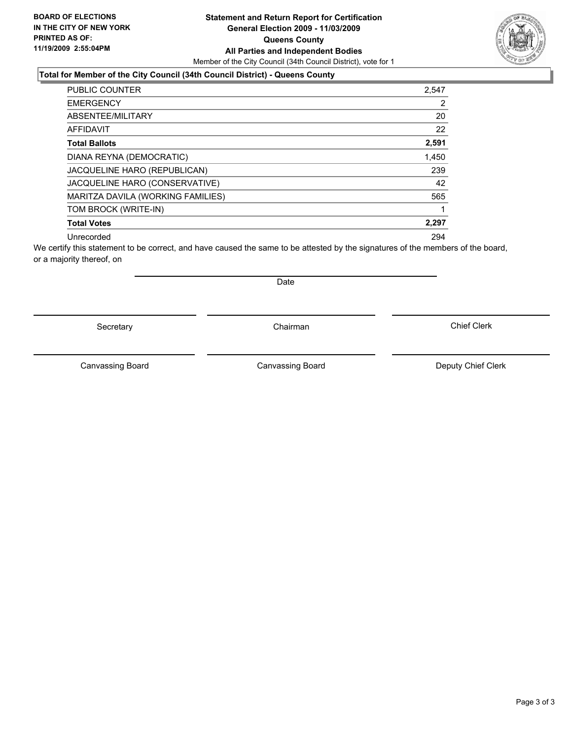**BOARD OF ELECTIONS IN THE CITY OF NEW YORK PRINTED AS OF: 11/19/2009 2:55:04PM**

**Statement and Return Report for Certification**
**General Election 2009 - 11/03/2009**
**Queens County**
**All Parties and Independent Bodies**
Member of the City Council (34th Council District), vote for 1

**Total for Member of the City Council (34th Council District) - Queens County**

| | |
|---|---|
| PUBLIC COUNTER | 2,547 |
| EMERGENCY | 2 |
| ABSENTEE/MILITARY | 20 |
| AFFIDAVIT | 22 |
| **Total Ballots** | **2,591** |
| DIANA REYNA (DEMOCRATIC) | 1,450 |
| JACQUELINE HARO (REPUBLICAN) | 239 |
| JACQUELINE HARO (CONSERVATIVE) | 42 |
| MARITZA DAVILA (WORKING FAMILIES) | 565 |
| TOM BROCK (WRITE-IN) | 1 |
| **Total Votes** | **2,297** |
| Unrecorded | 294 |

We certify this statement to be correct, and have caused the same to be attested by the signatures of the members of the board, or a majority thereof, on

Date

Secretary | Chairman | Chief Clerk

Canvassing Board | Canvassing Board | Deputy Chief Clerk